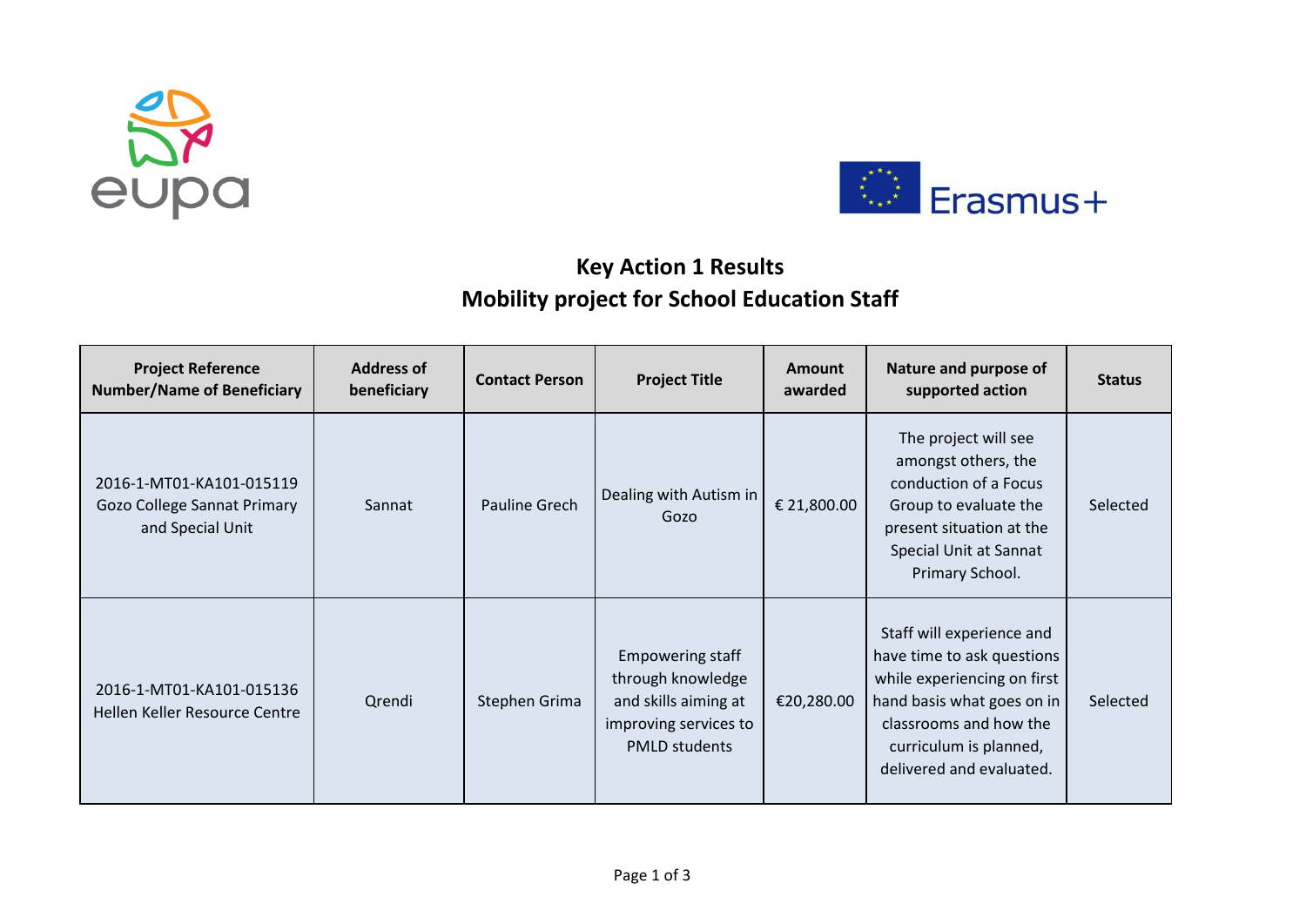# Key Action 1 Results

## Mobility project for School Education Staff

| Project Reference Number/Name of Beneficiary | Address of beneficiary | Contact Person | Project Title | Amount awarded | Nature and purpose of supported action | Status |
|---|---|---|---|---|---|---|
| 2016-1-MT01-KA101-015119 Gozo College Sannat Primary and Special Unit | Sannat | Pauline Grech | Dealing with Autism in Gozo | € 21,800.00 | The project will see amongst others, the conduction of a Focus Group to evaluate the present situation at the Special Unit at Sannat Primary School. | Selected |
| 2016-1-MT01-KA101-015136 Hellen Keller Resource Centre | Qrendi | Stephen Grima | Empowering staff through knowledge and skills aiming at improving services to PMLD students | €20,280.00 | Staff will experience and have time to ask questions while experiencing on first hand basis what goes on in classrooms and how the curriculum is planned, delivered and evaluated. | Selected |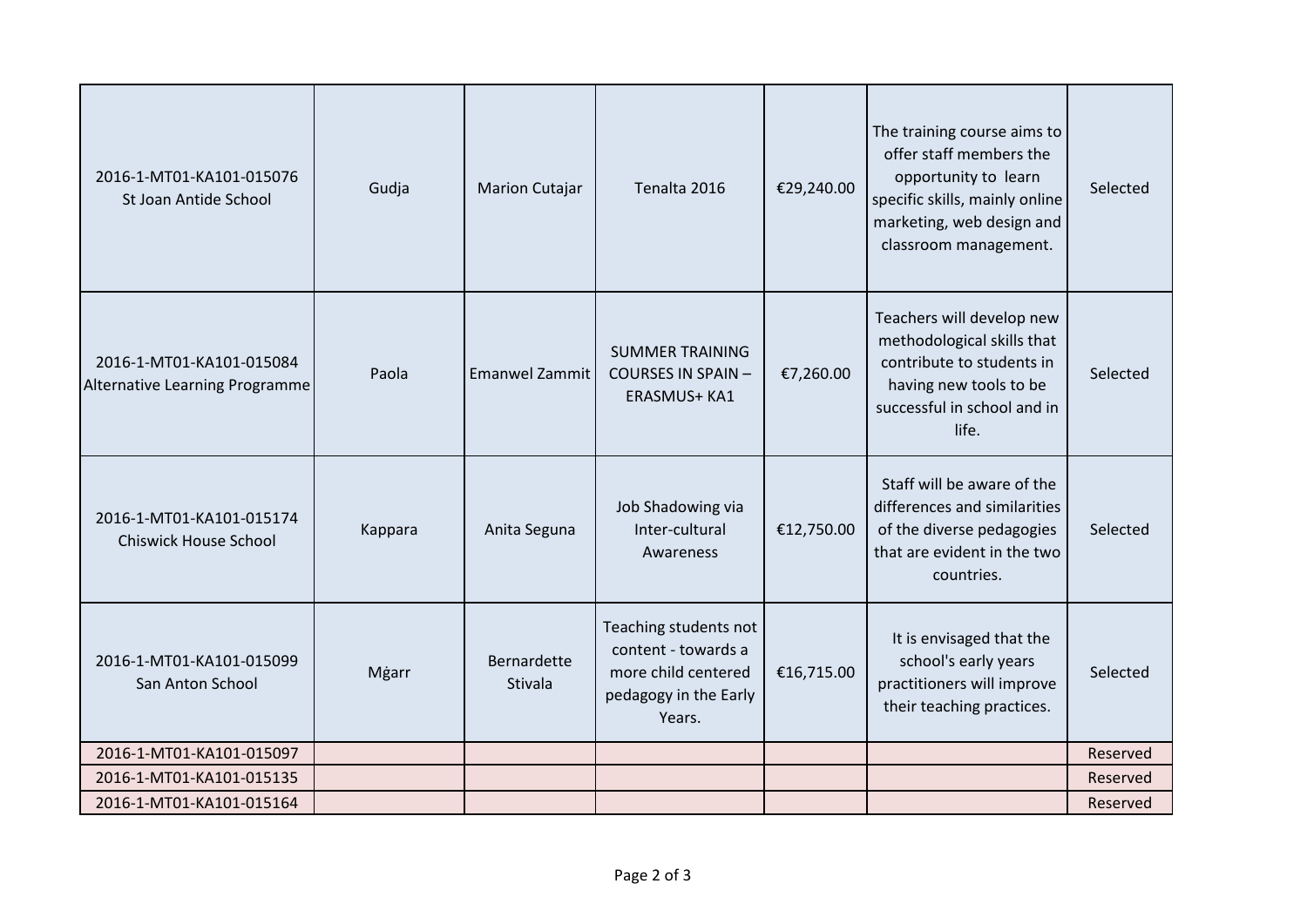| | | | | | | |
|---|---|---|---|---|---|---|
| 2016-1-MT01-KA101-015076 St Joan Antide School | Gudja | Marion Cutajar | Tenalta 2016 | €29,240.00 | The training course aims to offer staff members the opportunity to learn specific skills, mainly online marketing, web design and classroom management. | Selected |
| 2016-1-MT01-KA101-015084 Alternative Learning Programme | Paola | Emanwel Zammit | SUMMER TRAINING COURSES IN SPAIN – ERASMUS+ KA1 | €7,260.00 | Teachers will develop new methodological skills that contribute to students in having new tools to be successful in school and in life. | Selected |
| 2016-1-MT01-KA101-015174 Chiswick House School | Kappara | Anita Seguna | Job Shadowing via Inter-cultural Awareness | €12,750.00 | Staff will be aware of the differences and similarities of the diverse pedagogies that are evident in the two countries. | Selected |
| 2016-1-MT01-KA101-015099 San Anton School | Mġarr | Bernardette Stivala | Teaching students not content - towards a more child centered pedagogy in the Early Years. | €16,715.00 | It is envisaged that the school's early years practitioners will improve their teaching practices. | Selected |
| 2016-1-MT01-KA101-015097 | | | | | | Reserved |
| 2016-1-MT01-KA101-015135 | | | | | | Reserved |
| 2016-1-MT01-KA101-015164 | | | | | | Reserved |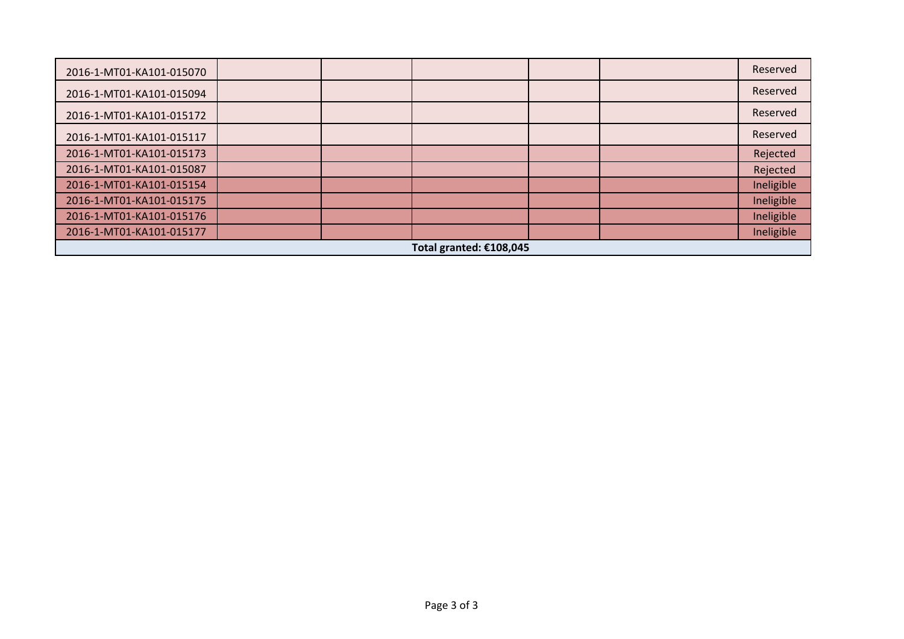| | | | | | | |
|---|---|---|---|---|---|---|
| 2016-1-MT01-KA101-015070 | | | | | | Reserved |
| 2016-1-MT01-KA101-015094 | | | | | | Reserved |
| 2016-1-MT01-KA101-015172 | | | | | | Reserved |
| 2016-1-MT01-KA101-015117 | | | | | | Reserved |
| 2016-1-MT01-KA101-015173 | | | | | | Rejected |
| 2016-1-MT01-KA101-015087 | | | | | | Rejected |
| 2016-1-MT01-KA101-015154 | | | | | | Ineligible |
| 2016-1-MT01-KA101-015175 | | | | | | Ineligible |
| 2016-1-MT01-KA101-015176 | | | | | | Ineligible |
| 2016-1-MT01-KA101-015177 | | | | | | Ineligible |
| **Total granted: €108,045** | | | | | | |